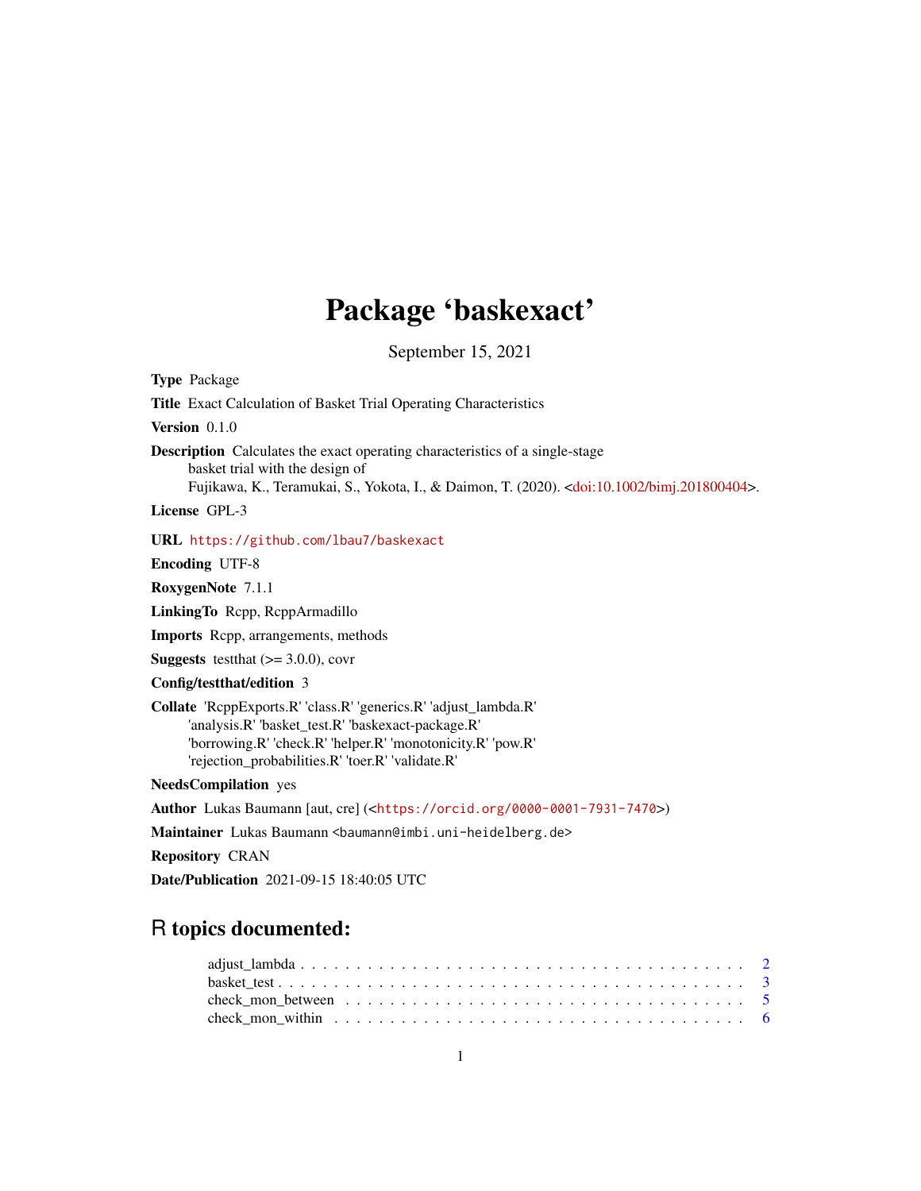# Package 'baskexact'

September 15, 2021

**Type** Package

**Title** Exact Calculation of Basket Trial Operating Characteristics

**Version** 0.1.0

**Description** Calculates the exact operating characteristics of a single-stage basket trial with the design of Fujikawa, K., Teramukai, S., Yokota, I., & Daimon, T. (2020). <doi:10.1002/bimj.201800404>.

**License** GPL-3

**URL** https://github.com/lbau7/baskexact

**Encoding** UTF-8

**RoxygenNote** 7.1.1

**LinkingTo** Rcpp, RcppArmadillo

**Imports** Rcpp, arrangements, methods

**Suggests** testthat (>= 3.0.0), covr

**Config/testthat/edition** 3

**Collate** 'RcppExports.R' 'class.R' 'generics.R' 'adjust_lambda.R' 'analysis.R' 'basket_test.R' 'baskexact-package.R' 'borrowing.R' 'check.R' 'helper.R' 'monotonicity.R' 'pow.R' 'rejection_probabilities.R' 'toer.R' 'validate.R'

**NeedsCompilation** yes

**Author** Lukas Baumann [aut, cre] (<https://orcid.org/0000-0001-7931-7470>)

**Maintainer** Lukas Baumann <baumann@imbi.uni-heidelberg.de>

**Repository** CRAN

**Date/Publication** 2021-09-15 18:40:05 UTC

## R topics documented:

adjust_lambda . . . . . . . . . . . . . . . . . . . . . . . . . . . . . . . . . . . . . . . 2
basket_test . . . . . . . . . . . . . . . . . . . . . . . . . . . . . . . . . . . . . . . . 3
check_mon_between . . . . . . . . . . . . . . . . . . . . . . . . . . . . . . . . . . . . 5
check_mon_within . . . . . . . . . . . . . . . . . . . . . . . . . . . . . . . . . . . . . 6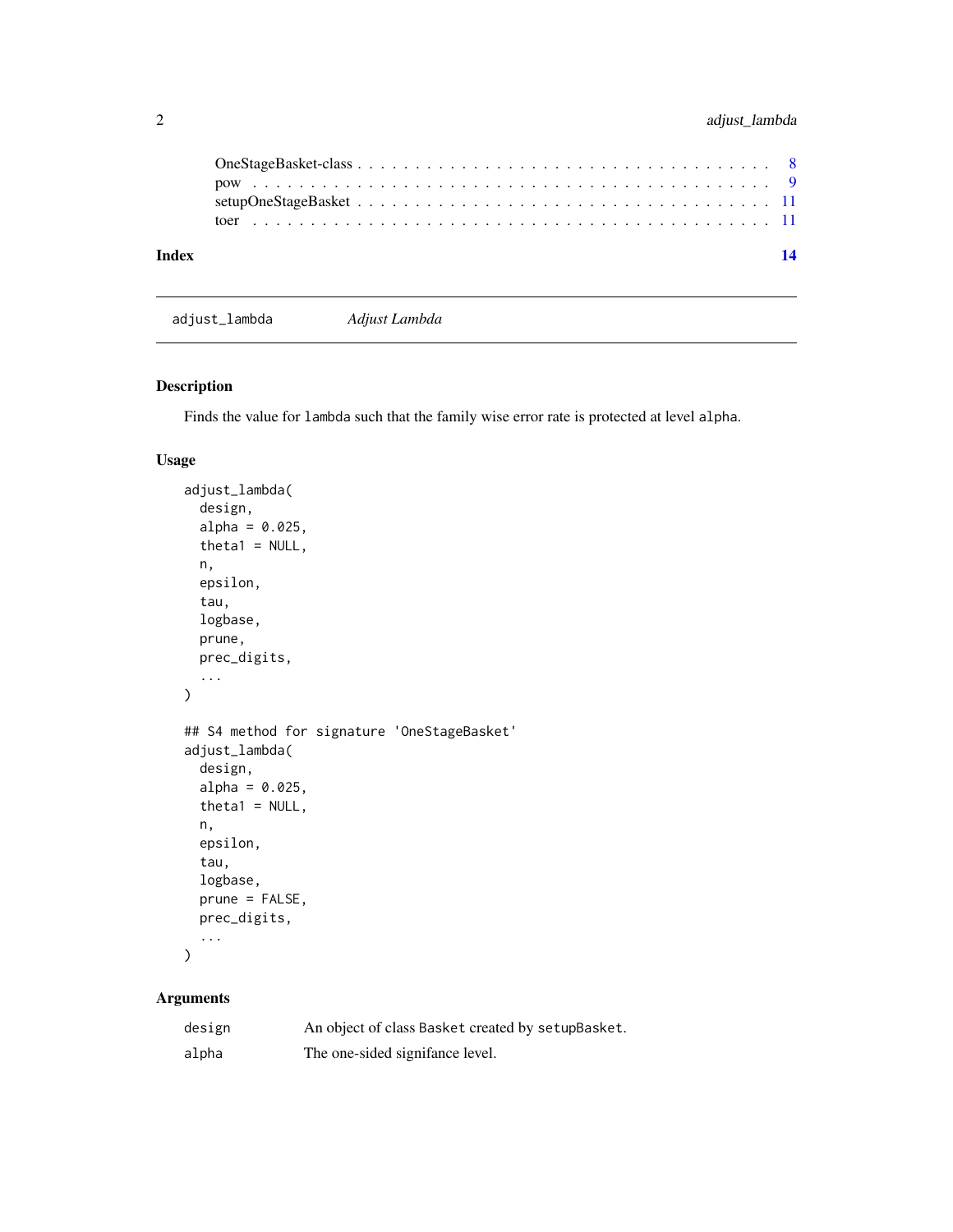| | |
|---|---|
| OneStageBasket-class | 8 |
| pow | 9 |
| setupOneStageBasket | 11 |
| toer | 11 |

**Index** **14**

---

`adjust_lambda` *Adjust Lambda*

---

### Description

Finds the value for `lambda` such that the family wise error rate is protected at level `alpha`.

### Usage

```
adjust_lambda(
  design,
  alpha = 0.025,
  theta1 = NULL,
  n,
  epsilon,
  tau,
  logbase,
  prune,
  prec_digits,
  ...
)

## S4 method for signature 'OneStageBasket'
adjust_lambda(
  design,
  alpha = 0.025,
  theta1 = NULL,
  n,
  epsilon,
  tau,
  logbase,
  prune = FALSE,
  prec_digits,
  ...
)
```

### Arguments

| | |
|---|---|
| `design` | An object of class `Basket` created by `setupBasket`. |
| `alpha` | The one-sided signifance level. |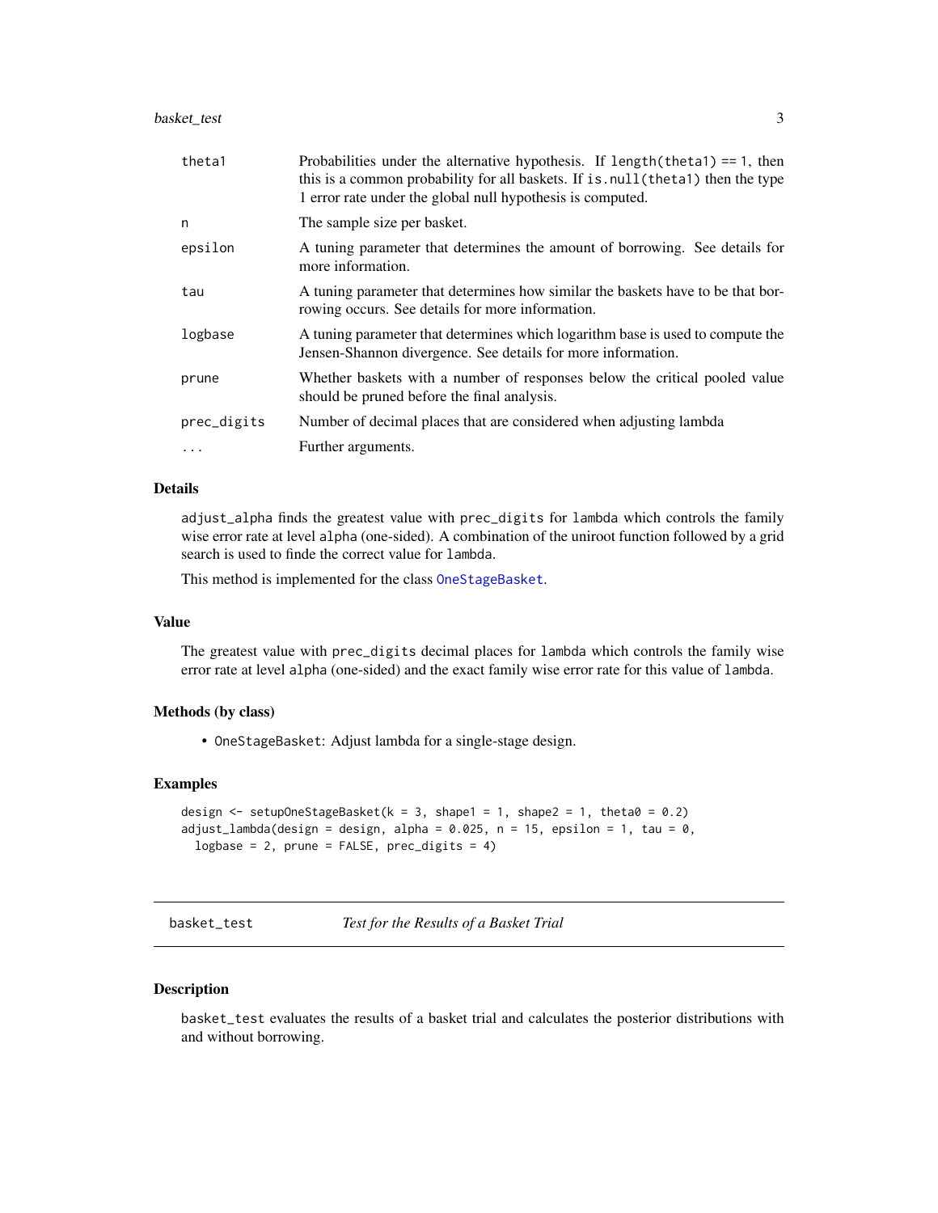| | |
|---|---|
| `theta1` | Probabilities under the alternative hypothesis. If `length(theta1) == 1`, then this is a common probability for all baskets. If `is.null(theta1)` then the type 1 error rate under the global null hypothesis is computed. |
| `n` | The sample size per basket. |
| `epsilon` | A tuning parameter that determines the amount of borrowing. See details for more information. |
| `tau` | A tuning parameter that determines how similar the baskets have to be that borrowing occurs. See details for more information. |
| `logbase` | A tuning parameter that determines which logarithm base is used to compute the Jensen-Shannon divergence. See details for more information. |
| `prune` | Whether baskets with a number of responses below the critical pooled value should be pruned before the final analysis. |
| `prec_digits` | Number of decimal places that are considered when adjusting lambda |
| `...` | Further arguments. |

### Details

`adjust_alpha` finds the greatest value with `prec_digits` for `lambda` which controls the family wise error rate at level `alpha` (one-sided). A combination of the uniroot function followed by a grid search is used to finde the correct value for `lambda`.

This method is implemented for the class `OneStageBasket`.

### Value

The greatest value with `prec_digits` decimal places for `lambda` which controls the family wise error rate at level `alpha` (one-sided) and the exact family wise error rate for this value of `lambda`.

### Methods (by class)

- `OneStageBasket`: Adjust lambda for a single-stage design.

### Examples

```
design <- setupOneStageBasket(k = 3, shape1 = 1, shape2 = 1, theta0 = 0.2)
adjust_lambda(design = design, alpha = 0.025, n = 15, epsilon = 1, tau = 0,
  logbase = 2, prune = FALSE, prec_digits = 4)
```

---

## basket_test — *Test for the Results of a Basket Trial*

---

### Description

`basket_test` evaluates the results of a basket trial and calculates the posterior distributions with and without borrowing.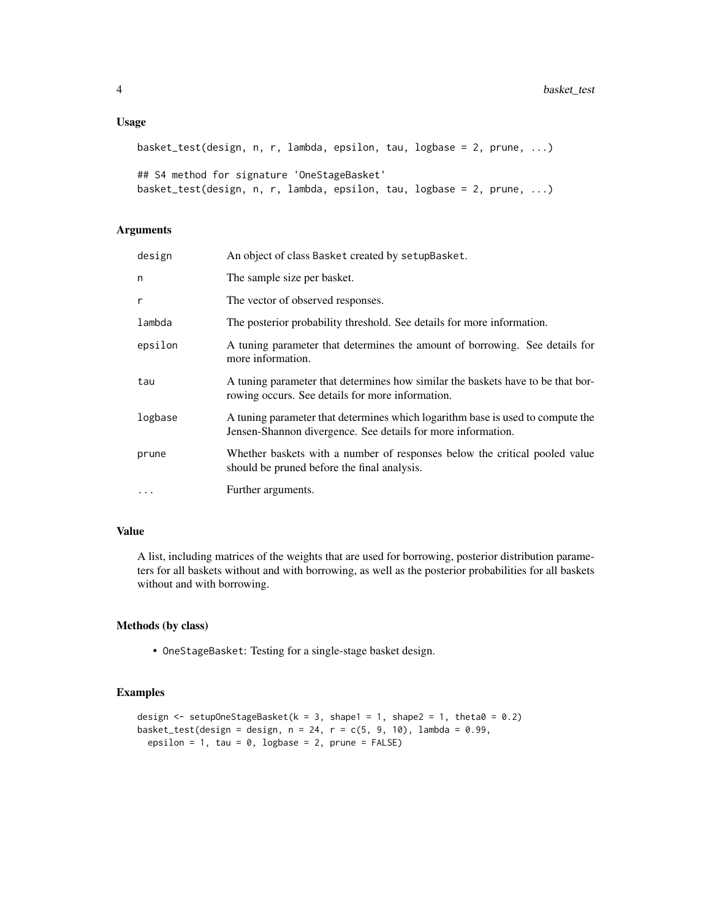## Usage

```
basket_test(design, n, r, lambda, epsilon, tau, logbase = 2, prune, ...)

## S4 method for signature 'OneStageBasket'
basket_test(design, n, r, lambda, epsilon, tau, logbase = 2, prune, ...)
```

## Arguments

| | |
|---|---|
| design | An object of class Basket created by setupBasket. |
| n | The sample size per basket. |
| r | The vector of observed responses. |
| lambda | The posterior probability threshold. See details for more information. |
| epsilon | A tuning parameter that determines the amount of borrowing. See details for more information. |
| tau | A tuning parameter that determines how similar the baskets have to be that borrowing occurs. See details for more information. |
| logbase | A tuning parameter that determines which logarithm base is used to compute the Jensen-Shannon divergence. See details for more information. |
| prune | Whether baskets with a number of responses below the critical pooled value should be pruned before the final analysis. |
| ... | Further arguments. |

## Value

A list, including matrices of the weights that are used for borrowing, posterior distribution parameters for all baskets without and with borrowing, as well as the posterior probabilities for all baskets without and with borrowing.

## Methods (by class)

- OneStageBasket: Testing for a single-stage basket design.

## Examples

```
design <- setupOneStageBasket(k = 3, shape1 = 1, shape2 = 1, theta0 = 0.2)
basket_test(design = design, n = 24, r = c(5, 9, 10), lambda = 0.99,
  epsilon = 1, tau = 0, logbase = 2, prune = FALSE)
```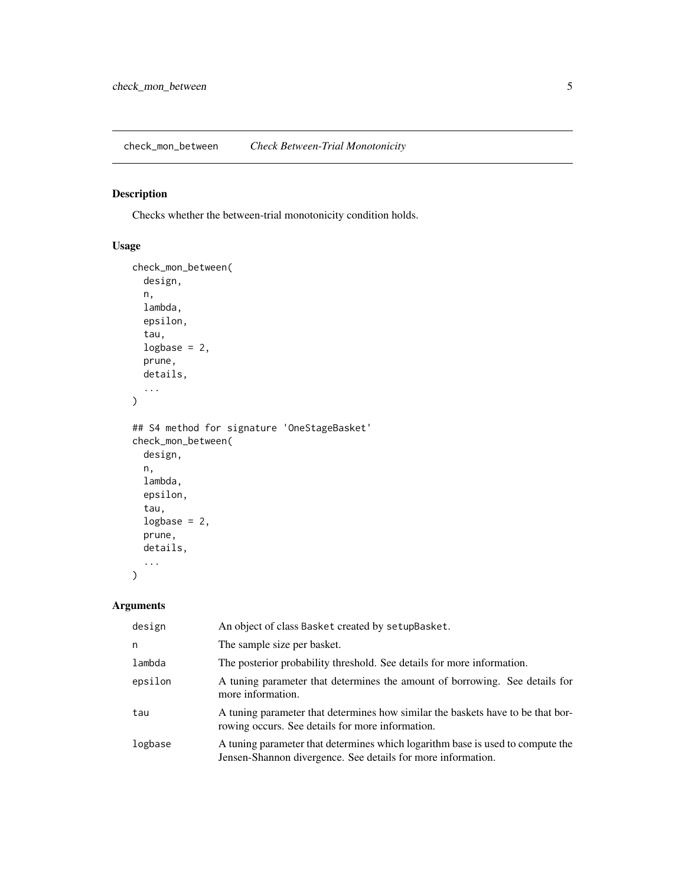## check_mon_between *Check Between-Trial Monotonicity*

### Description

Checks whether the between-trial monotonicity condition holds.

### Usage

```
check_mon_between(
  design,
  n,
  lambda,
  epsilon,
  tau,
  logbase = 2,
  prune,
  details,
  ...
)

## S4 method for signature 'OneStageBasket'
check_mon_between(
  design,
  n,
  lambda,
  epsilon,
  tau,
  logbase = 2,
  prune,
  details,
  ...
)
```

### Arguments

| | |
|---|---|
| design | An object of class Basket created by setupBasket. |
| n | The sample size per basket. |
| lambda | The posterior probability threshold. See details for more information. |
| epsilon | A tuning parameter that determines the amount of borrowing. See details for more information. |
| tau | A tuning parameter that determines how similar the baskets have to be that borrowing occurs. See details for more information. |
| logbase | A tuning parameter that determines which logarithm base is used to compute the Jensen-Shannon divergence. See details for more information. |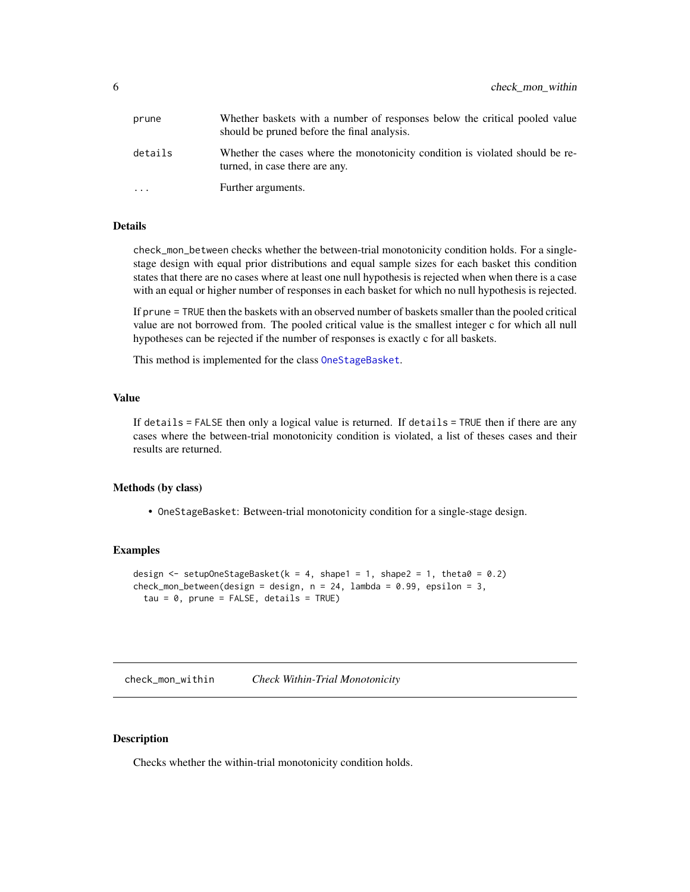| | |
|---|---|
| `prune` | Whether baskets with a number of responses below the critical pooled value should be pruned before the final analysis. |
| `details` | Whether the cases where the monotonicity condition is violated should be returned, in case there are any. |
| `...` | Further arguments. |

### Details

`check_mon_between` checks whether the between-trial monotonicity condition holds. For a single-stage design with equal prior distributions and equal sample sizes for each basket this condition states that there are no cases where at least one null hypothesis is rejected when when there is a case with an equal or higher number of responses in each basket for which no null hypothesis is rejected.

If `prune = TRUE` then the baskets with an observed number of baskets smaller than the pooled critical value are not borrowed from. The pooled critical value is the smallest integer c for which all null hypotheses can be rejected if the number of responses is exactly c for all baskets.

This method is implemented for the class `OneStageBasket`.

### Value

If `details = FALSE` then only a logical value is returned. If `details = TRUE` then if there are any cases where the between-trial monotonicity condition is violated, a list of theses cases and their results are returned.

### Methods (by class)

- `OneStageBasket`: Between-trial monotonicity condition for a single-stage design.

### Examples

```
design <- setupOneStageBasket(k = 4, shape1 = 1, shape2 = 1, theta0 = 0.2)
check_mon_between(design = design, n = 24, lambda = 0.99, epsilon = 3,
  tau = 0, prune = FALSE, details = TRUE)
```

---

## check_mon_within *Check Within-Trial Monotonicity*

---

### Description

Checks whether the within-trial monotonicity condition holds.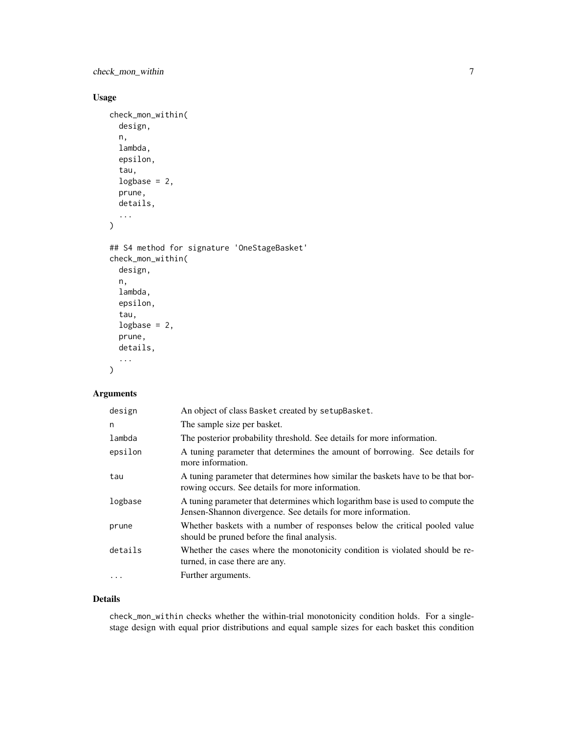## Usage

```
check_mon_within(
  design,
  n,
  lambda,
  epsilon,
  tau,
  logbase = 2,
  prune,
  details,
  ...
)

## S4 method for signature 'OneStageBasket'
check_mon_within(
  design,
  n,
  lambda,
  epsilon,
  tau,
  logbase = 2,
  prune,
  details,
  ...
)
```

## Arguments

| | |
|---|---|
| `design` | An object of class `Basket` created by `setupBasket`. |
| `n` | The sample size per basket. |
| `lambda` | The posterior probability threshold. See details for more information. |
| `epsilon` | A tuning parameter that determines the amount of borrowing. See details for more information. |
| `tau` | A tuning parameter that determines how similar the baskets have to be that borrowing occurs. See details for more information. |
| `logbase` | A tuning parameter that determines which logarithm base is used to compute the Jensen-Shannon divergence. See details for more information. |
| `prune` | Whether baskets with a number of responses below the critical pooled value should be pruned before the final analysis. |
| `details` | Whether the cases where the monotonicity condition is violated should be returned, in case there are any. |
| `...` | Further arguments. |

## Details

`check_mon_within` checks whether the within-trial monotonicity condition holds. For a single-stage design with equal prior distributions and equal sample sizes for each basket this condition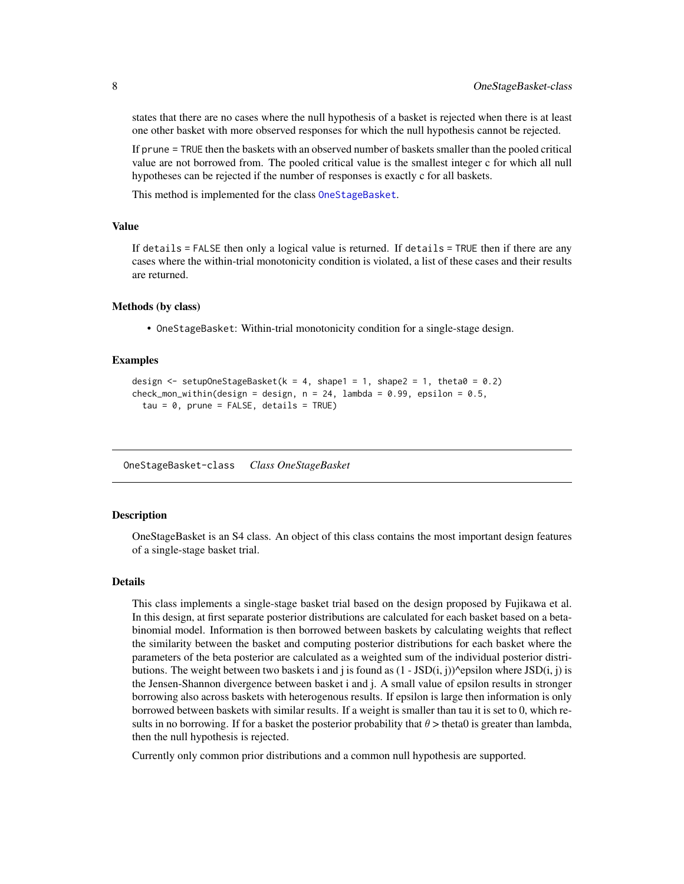states that there are no cases where the null hypothesis of a basket is rejected when there is at least one other basket with more observed responses for which the null hypothesis cannot be rejected.

If `prune = TRUE` then the baskets with an observed number of baskets smaller than the pooled critical value are not borrowed from. The pooled critical value is the smallest integer c for which all null hypotheses can be rejected if the number of responses is exactly c for all baskets.

This method is implemented for the class `OneStageBasket`.

### Value

If `details = FALSE` then only a logical value is returned. If `details = TRUE` then if there are any cases where the within-trial monotonicity condition is violated, a list of these cases and their results are returned.

### Methods (by class)

- `OneStageBasket`: Within-trial monotonicity condition for a single-stage design.

### Examples

```
design <- setupOneStageBasket(k = 4, shape1 = 1, shape2 = 1, theta0 = 0.2)
check_mon_within(design = design, n = 24, lambda = 0.99, epsilon = 0.5,
  tau = 0, prune = FALSE, details = TRUE)
```

---

## OneStageBasket-class    *Class OneStageBasket*

---

### Description

OneStageBasket is an S4 class. An object of this class contains the most important design features of a single-stage basket trial.

### Details

This class implements a single-stage basket trial based on the design proposed by Fujikawa et al. In this design, at first separate posterior distributions are calculated for each basket based on a beta-binomial model. Information is then borrowed between baskets by calculating weights that reflect the similarity between the basket and computing posterior distributions for each basket where the parameters of the beta posterior are calculated as a weighted sum of the individual posterior distributions. The weight between two baskets i and j is found as (1 - JSD(i, j))^epsilon where JSD(i, j) is the Jensen-Shannon divergence between basket i and j. A small value of epsilon results in stronger borrowing also across baskets with heterogenous results. If epsilon is large then information is only borrowed between baskets with similar results. If a weight is smaller than tau it is set to 0, which results in no borrowing. If for a basket the posterior probability that $\theta >$ theta0 is greater than lambda, then the null hypothesis is rejected.

Currently only common prior distributions and a common null hypothesis are supported.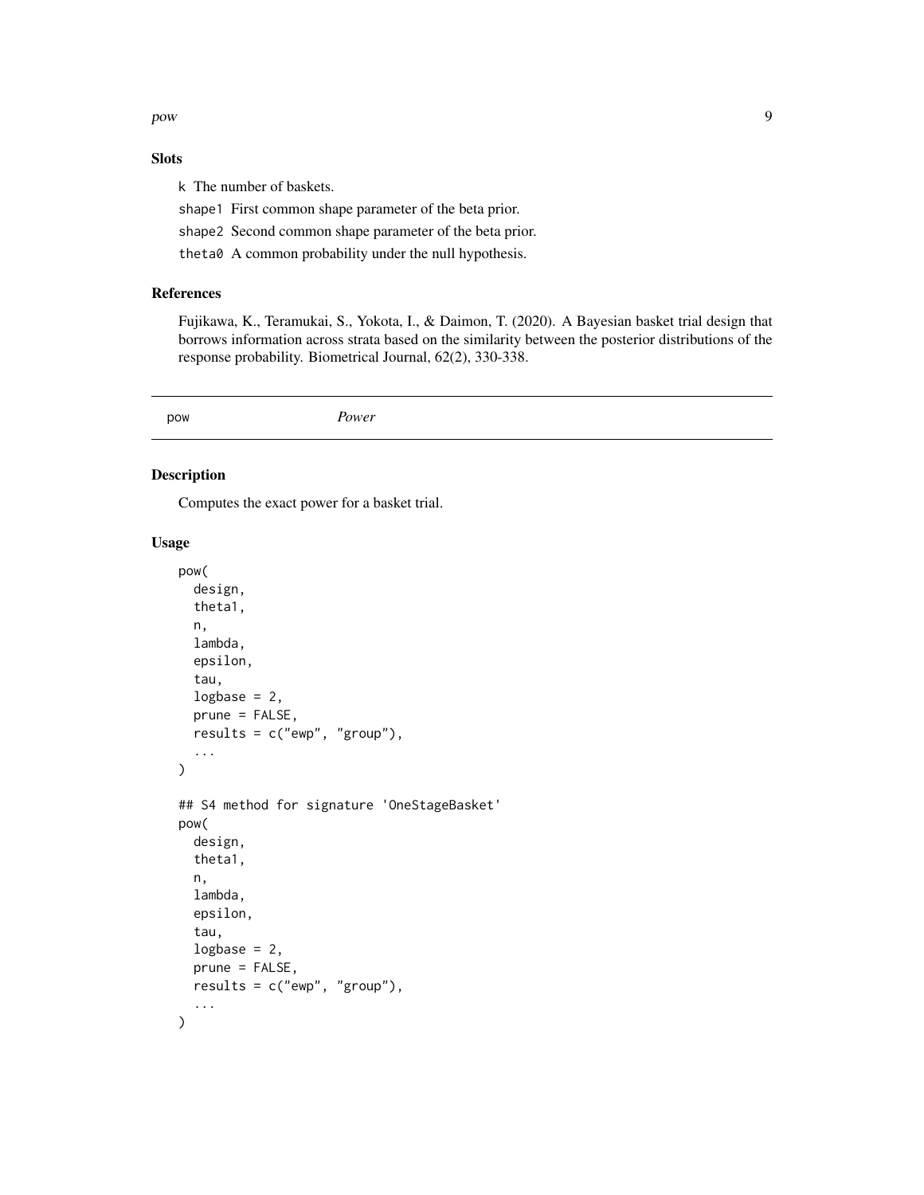### Slots

- `k` The number of baskets.
- `shape1` First common shape parameter of the beta prior.
- `shape2` Second common shape parameter of the beta prior.
- `theta0` A common probability under the null hypothesis.

### References

Fujikawa, K., Teramukai, S., Yokota, I., & Daimon, T. (2020). A Bayesian basket trial design that borrows information across strata based on the similarity between the posterior distributions of the response probability. Biometrical Journal, 62(2), 330-338.

---

## pow *Power*

---

### Description

Computes the exact power for a basket trial.

### Usage

```
pow(
  design,
  theta1,
  n,
  lambda,
  epsilon,
  tau,
  logbase = 2,
  prune = FALSE,
  results = c("ewp", "group"),
  ...
)

## S4 method for signature 'OneStageBasket'
pow(
  design,
  theta1,
  n,
  lambda,
  epsilon,
  tau,
  logbase = 2,
  prune = FALSE,
  results = c("ewp", "group"),
  ...
)
```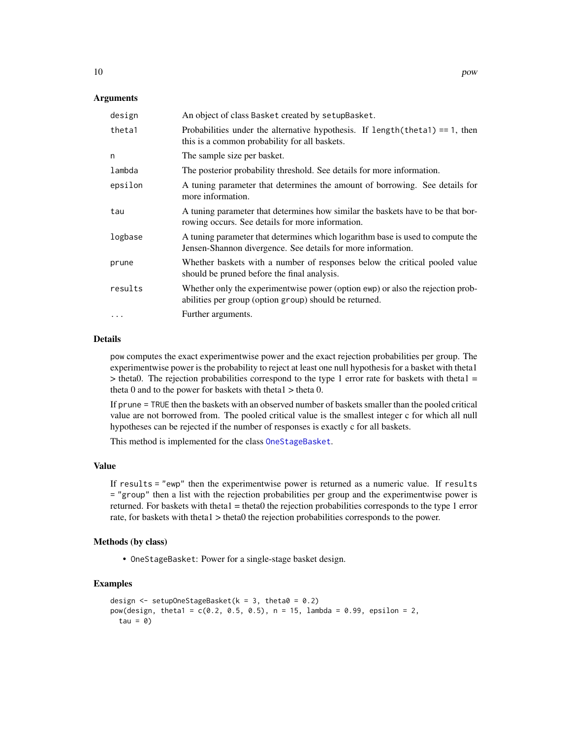### Arguments

| | |
|---|---|
| `design` | An object of class `Basket` created by `setupBasket`. |
| `theta1` | Probabilities under the alternative hypothesis. If `length(theta1) == 1`, then this is a common probability for all baskets. |
| `n` | The sample size per basket. |
| `lambda` | The posterior probability threshold. See details for more information. |
| `epsilon` | A tuning parameter that determines the amount of borrowing. See details for more information. |
| `tau` | A tuning parameter that determines how similar the baskets have to be that borrowing occurs. See details for more information. |
| `logbase` | A tuning parameter that determines which logarithm base is used to compute the Jensen-Shannon divergence. See details for more information. |
| `prune` | Whether baskets with a number of responses below the critical pooled value should be pruned before the final analysis. |
| `results` | Whether only the experimentwise power (option `ewp`) or also the rejection probabilities per group (option `group`) should be returned. |
| `...` | Further arguments. |

### Details

`pow` computes the exact experimentwise power and the exact rejection probabilities per group. The experimentwise power is the probability to reject at least one null hypothesis for a basket with theta1 > theta0. The rejection probabilities correspond to the type 1 error rate for baskets with theta1 = theta 0 and to the power for baskets with theta1 > theta 0.

If `prune = TRUE` then the baskets with an observed number of baskets smaller than the pooled critical value are not borrowed from. The pooled critical value is the smallest integer c for which all null hypotheses can be rejected if the number of responses is exactly c for all baskets.

This method is implemented for the class `OneStageBasket`.

### Value

If `results = "ewp"` then the experimentwise power is returned as a numeric value. If `results = "group"` then a list with the rejection probabilities per group and the experimentwise power is returned. For baskets with theta1 = theta0 the rejection probabilities corresponds to the type 1 error rate, for baskets with theta1 > theta0 the rejection probabilities corresponds to the power.

### Methods (by class)

- `OneStageBasket`: Power for a single-stage basket design.

### Examples

```
design <- setupOneStageBasket(k = 3, theta0 = 0.2)
pow(design, theta1 = c(0.2, 0.5, 0.5), n = 15, lambda = 0.99, epsilon = 2,
  tau = 0)
```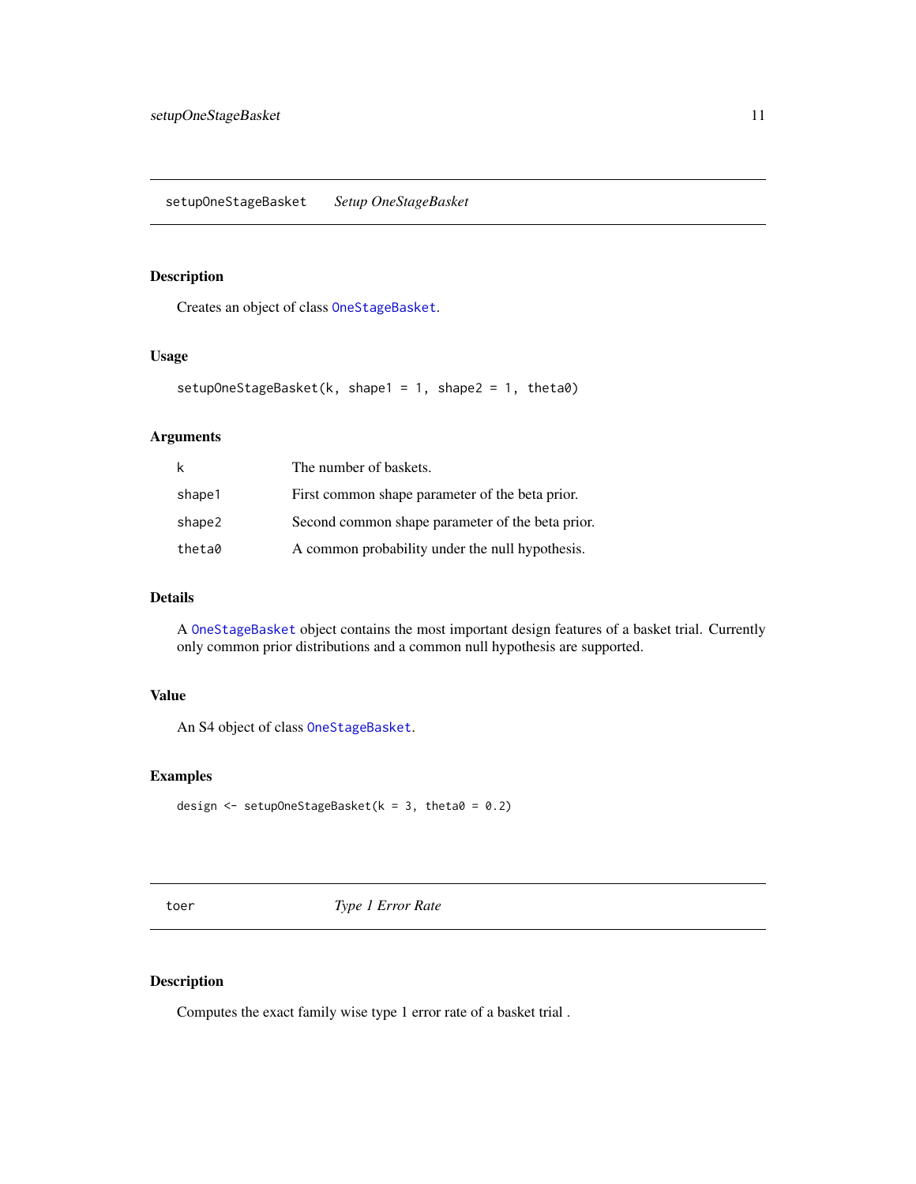## setupOneStageBasket *Setup OneStageBasket*

### Description

Creates an object of class `OneStageBasket`.

### Usage

```
setupOneStageBasket(k, shape1 = 1, shape2 = 1, theta0)
```

### Arguments

| | |
|---|---|
| `k` | The number of baskets. |
| `shape1` | First common shape parameter of the beta prior. |
| `shape2` | Second common shape parameter of the beta prior. |
| `theta0` | A common probability under the null hypothesis. |

### Details

A `OneStageBasket` object contains the most important design features of a basket trial. Currently only common prior distributions and a common null hypothesis are supported.

### Value

An S4 object of class `OneStageBasket`.

### Examples

```
design <- setupOneStageBasket(k = 3, theta0 = 0.2)
```

## toer *Type 1 Error Rate*

### Description

Computes the exact family wise type 1 error rate of a basket trial .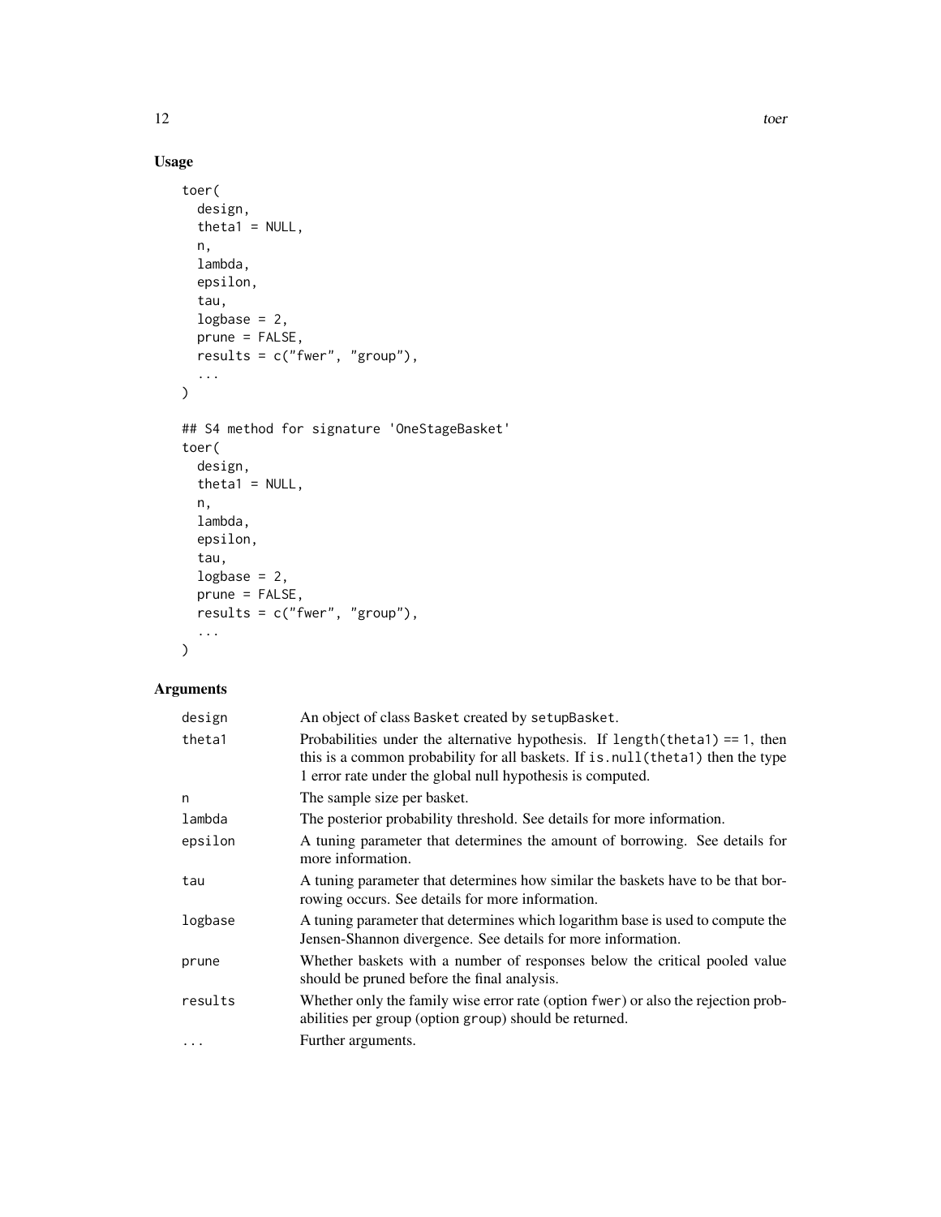## Usage

```
toer(
  design,
  theta1 = NULL,
  n,
  lambda,
  epsilon,
  tau,
  logbase = 2,
  prune = FALSE,
  results = c("fwer", "group"),
  ...
)

## S4 method for signature 'OneStageBasket'
toer(
  design,
  theta1 = NULL,
  n,
  lambda,
  epsilon,
  tau,
  logbase = 2,
  prune = FALSE,
  results = c("fwer", "group"),
  ...
)
```

## Arguments

| | |
|---|---|
| `design` | An object of class `Basket` created by `setupBasket`. |
| `theta1` | Probabilities under the alternative hypothesis. If `length(theta1) == 1`, then this is a common probability for all baskets. If `is.null(theta1)` then the type 1 error rate under the global null hypothesis is computed. |
| `n` | The sample size per basket. |
| `lambda` | The posterior probability threshold. See details for more information. |
| `epsilon` | A tuning parameter that determines the amount of borrowing. See details for more information. |
| `tau` | A tuning parameter that determines how similar the baskets have to be that borrowing occurs. See details for more information. |
| `logbase` | A tuning parameter that determines which logarithm base is used to compute the Jensen-Shannon divergence. See details for more information. |
| `prune` | Whether baskets with a number of responses below the critical pooled value should be pruned before the final analysis. |
| `results` | Whether only the family wise error rate (option `fwer`) or also the rejection probabilities per group (option `group`) should be returned. |
| `...` | Further arguments. |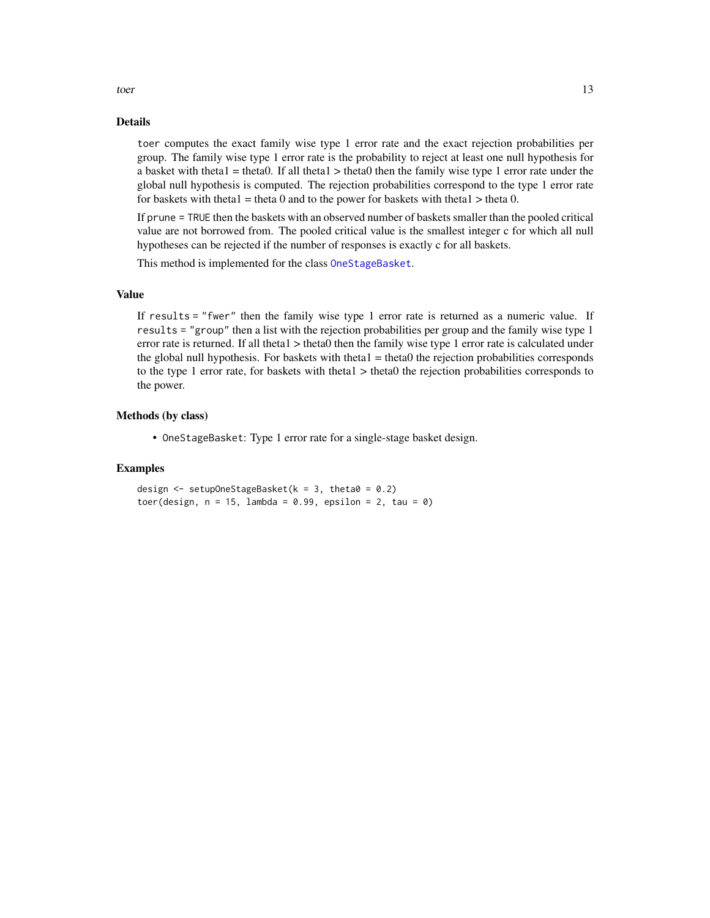## Details

`toer` computes the exact family wise type 1 error rate and the exact rejection probabilities per group. The family wise type 1 error rate is the probability to reject at least one null hypothesis for a basket with theta1 = theta0. If all theta1 > theta0 then the family wise type 1 error rate under the global null hypothesis is computed. The rejection probabilities correspond to the type 1 error rate for baskets with theta1 = theta 0 and to the power for baskets with theta1 > theta 0.

If `prune = TRUE` then the baskets with an observed number of baskets smaller than the pooled critical value are not borrowed from. The pooled critical value is the smallest integer c for which all null hypotheses can be rejected if the number of responses is exactly c for all baskets.

This method is implemented for the class `OneStageBasket`.

## Value

If `results = "fwer"` then the family wise type 1 error rate is returned as a numeric value. If `results = "group"` then a list with the rejection probabilities per group and the family wise type 1 error rate is returned. If all theta1 > theta0 then the family wise type 1 error rate is calculated under the global null hypothesis. For baskets with theta1 = theta0 the rejection probabilities corresponds to the type 1 error rate, for baskets with theta1 > theta0 the rejection probabilities corresponds to the power.

## Methods (by class)

- `OneStageBasket`: Type 1 error rate for a single-stage basket design.

## Examples

```
design <- setupOneStageBasket(k = 3, theta0 = 0.2)
toer(design, n = 15, lambda = 0.99, epsilon = 2, tau = 0)
```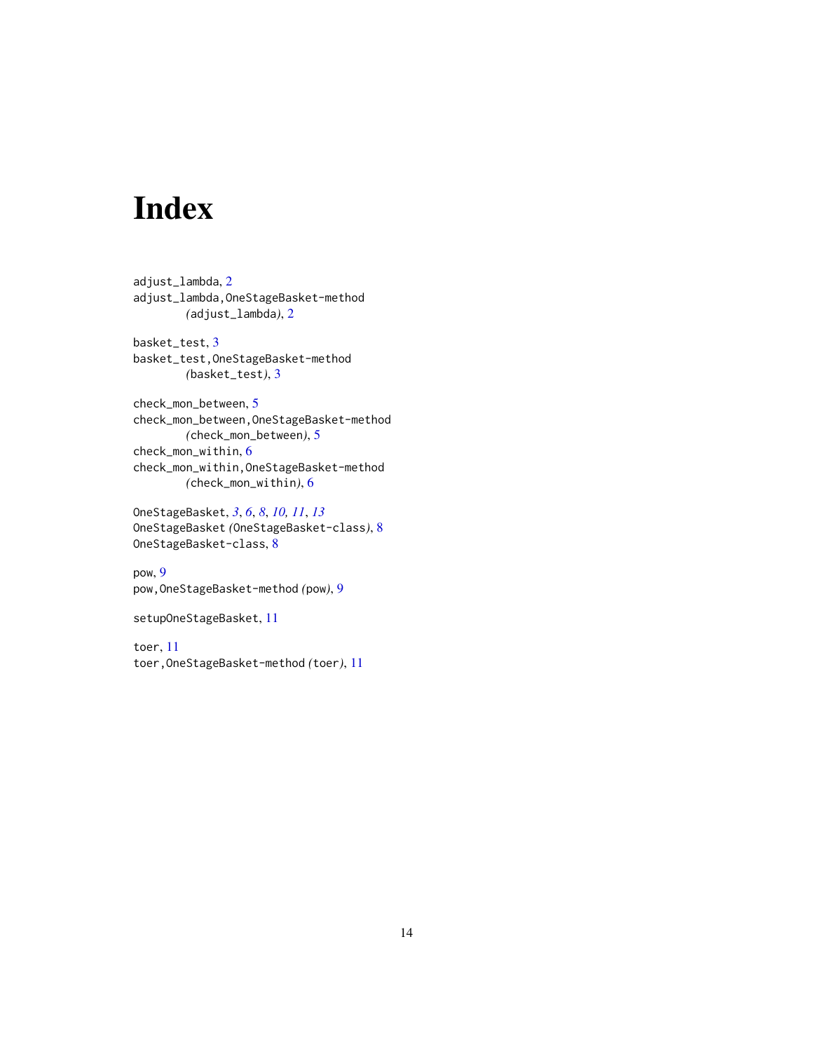# Index

adjust_lambda, 2
adjust_lambda,OneStageBasket-method
        (adjust_lambda), 2

basket_test, 3
basket_test,OneStageBasket-method
        (basket_test), 3

check_mon_between, 5
check_mon_between,OneStageBasket-method
        (check_mon_between), 5
check_mon_within, 6
check_mon_within,OneStageBasket-method
        (check_mon_within), 6

OneStageBasket, *3*, *6*, *8*, *10, 11*, *13*
OneStageBasket (OneStageBasket-class), 8
OneStageBasket-class, 8

pow, 9
pow,OneStageBasket-method (pow), 9

setupOneStageBasket, 11

toer, 11
toer,OneStageBasket-method (toer), 11